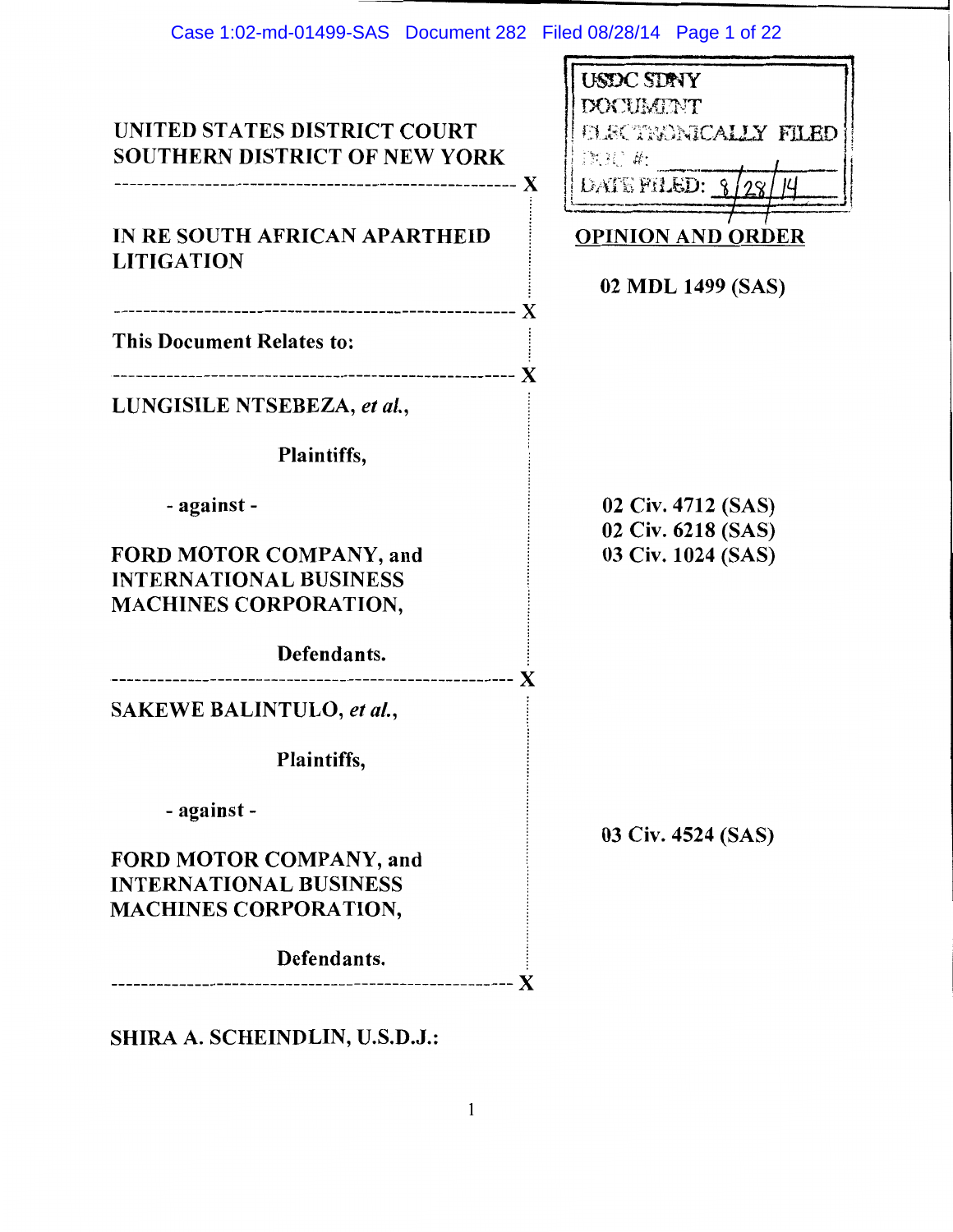UNITED STATES DISTRICT COURT
SOUTHERN DISTRICT OF NEW YORK

USDC SDNY
DOCUMENT
ELECTRONICALLY FILED
DOC #:
DATE FILED: 8/28/14

IN RE SOUTH AFRICAN APARTHEID LITIGATION

**OPINION AND ORDER**

**02 MDL 1499 (SAS)**

This Document Relates to:

LUNGISILE NTSEBEZA, *et al.*,

Plaintiffs,

- against -

FORD MOTOR COMPANY, and INTERNATIONAL BUSINESS MACHINES CORPORATION,

Defendants.

02 Civ. 4712 (SAS)
02 Civ. 6218 (SAS)
03 Civ. 1024 (SAS)

SAKEWE BALINTULO, *et al.*,

Plaintiffs,

- against -

FORD MOTOR COMPANY, and INTERNATIONAL BUSINESS MACHINES CORPORATION,

Defendants.

03 Civ. 4524 (SAS)

SHIRA A. SCHEINDLIN, U.S.D.J.: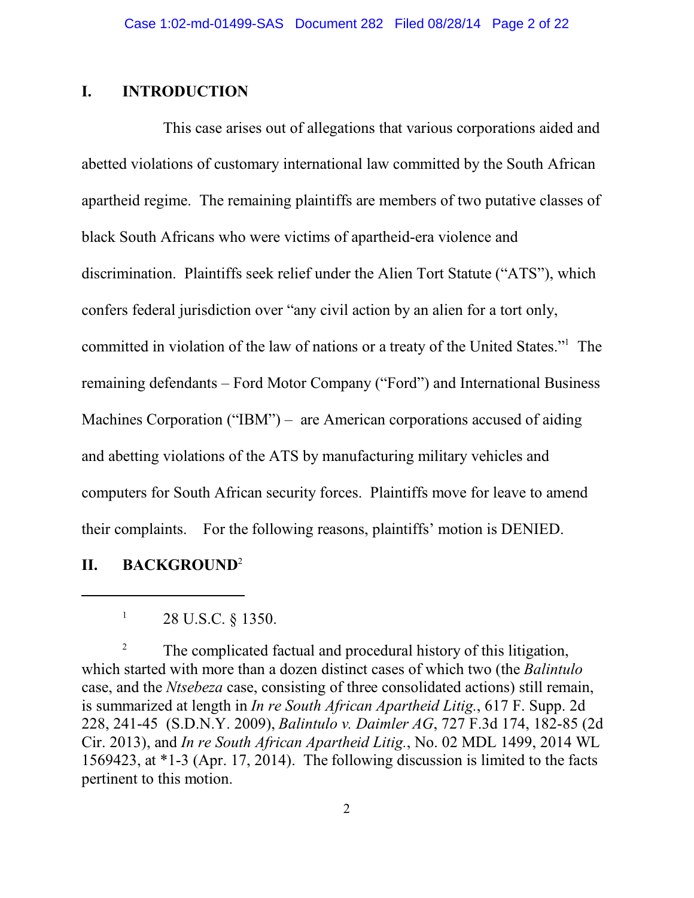# I. INTRODUCTION

This case arises out of allegations that various corporations aided and abetted violations of customary international law committed by the South African apartheid regime. The remaining plaintiffs are members of two putative classes of black South Africans who were victims of apartheid-era violence and discrimination. Plaintiffs seek relief under the Alien Tort Statute ("ATS"), which confers federal jurisdiction over "any civil action by an alien for a tort only, committed in violation of the law of nations or a treaty of the United States."[1] The remaining defendants – Ford Motor Company ("Ford") and International Business Machines Corporation ("IBM") – are American corporations accused of aiding and abetting violations of the ATS by manufacturing military vehicles and computers for South African security forces. Plaintiffs move for leave to amend their complaints. For the following reasons, plaintiffs' motion is DENIED.

# II. BACKGROUND[2]

---

[1] 28 U.S.C. § 1350.

[2] The complicated factual and procedural history of this litigation, which started with more than a dozen distinct cases of which two (the *Balintulo* case, and the *Ntsebeza* case, consisting of three consolidated actions) still remain, is summarized at length in *In re South African Apartheid Litig.*, 617 F. Supp. 2d 228, 241-45 (S.D.N.Y. 2009), *Balintulo v. Daimler AG*, 727 F.3d 174, 182-85 (2d Cir. 2013), and *In re South African Apartheid Litig.*, No. 02 MDL 1499, 2014 WL 1569423, at *1-3 (Apr. 17, 2014). The following discussion is limited to the facts pertinent to this motion.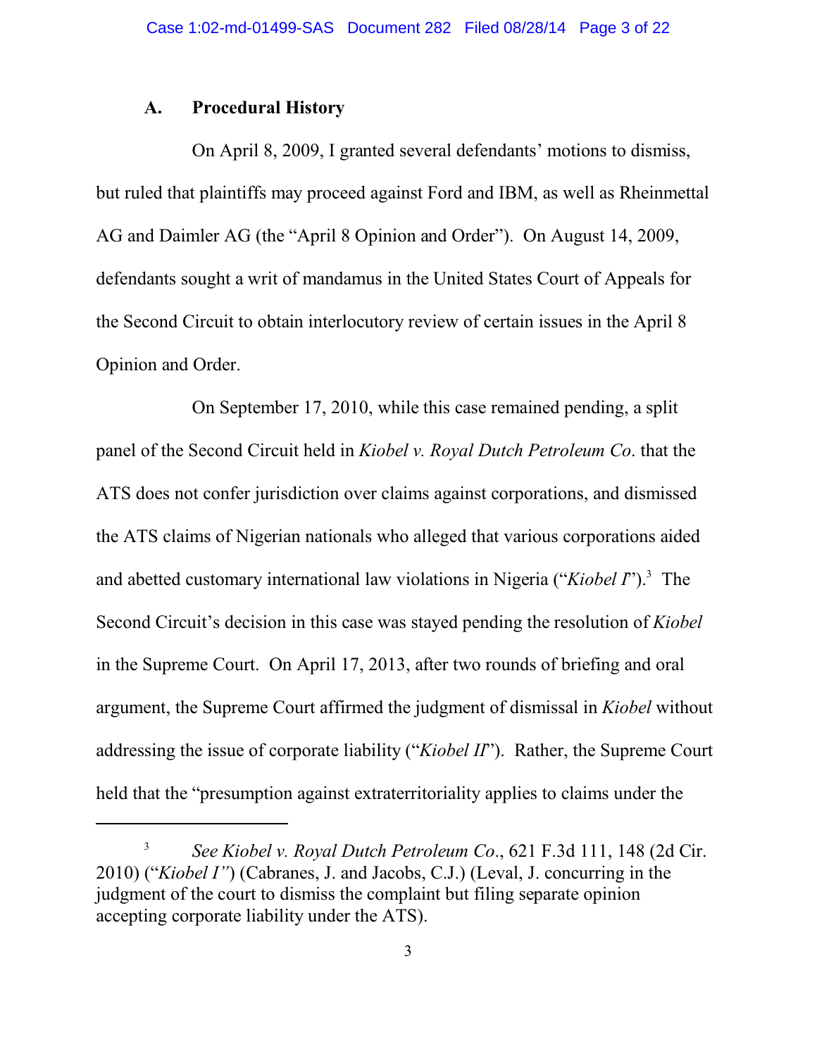### A. Procedural History

On April 8, 2009, I granted several defendants' motions to dismiss, but ruled that plaintiffs may proceed against Ford and IBM, as well as Rheinmettal AG and Daimler AG (the "April 8 Opinion and Order"). On August 14, 2009, defendants sought a writ of mandamus in the United States Court of Appeals for the Second Circuit to obtain interlocutory review of certain issues in the April 8 Opinion and Order.

On September 17, 2010, while this case remained pending, a split panel of the Second Circuit held in *Kiobel v. Royal Dutch Petroleum Co*. that the ATS does not confer jurisdiction over claims against corporations, and dismissed the ATS claims of Nigerian nationals who alleged that various corporations aided and abetted customary international law violations in Nigeria ("*Kiobel I*").[3] The Second Circuit's decision in this case was stayed pending the resolution of *Kiobel* in the Supreme Court. On April 17, 2013, after two rounds of briefing and oral argument, the Supreme Court affirmed the judgment of dismissal in *Kiobel* without addressing the issue of corporate liability ("*Kiobel II*"). Rather, the Supreme Court held that the "presumption against extraterritoriality applies to claims under the

---

[3] *See Kiobel v. Royal Dutch Petroleum Co*., 621 F.3d 111, 148 (2d Cir. 2010) ("*Kiobel I"*) (Cabranes, J. and Jacobs, C.J.) (Leval, J. concurring in the judgment of the court to dismiss the complaint but filing separate opinion accepting corporate liability under the ATS).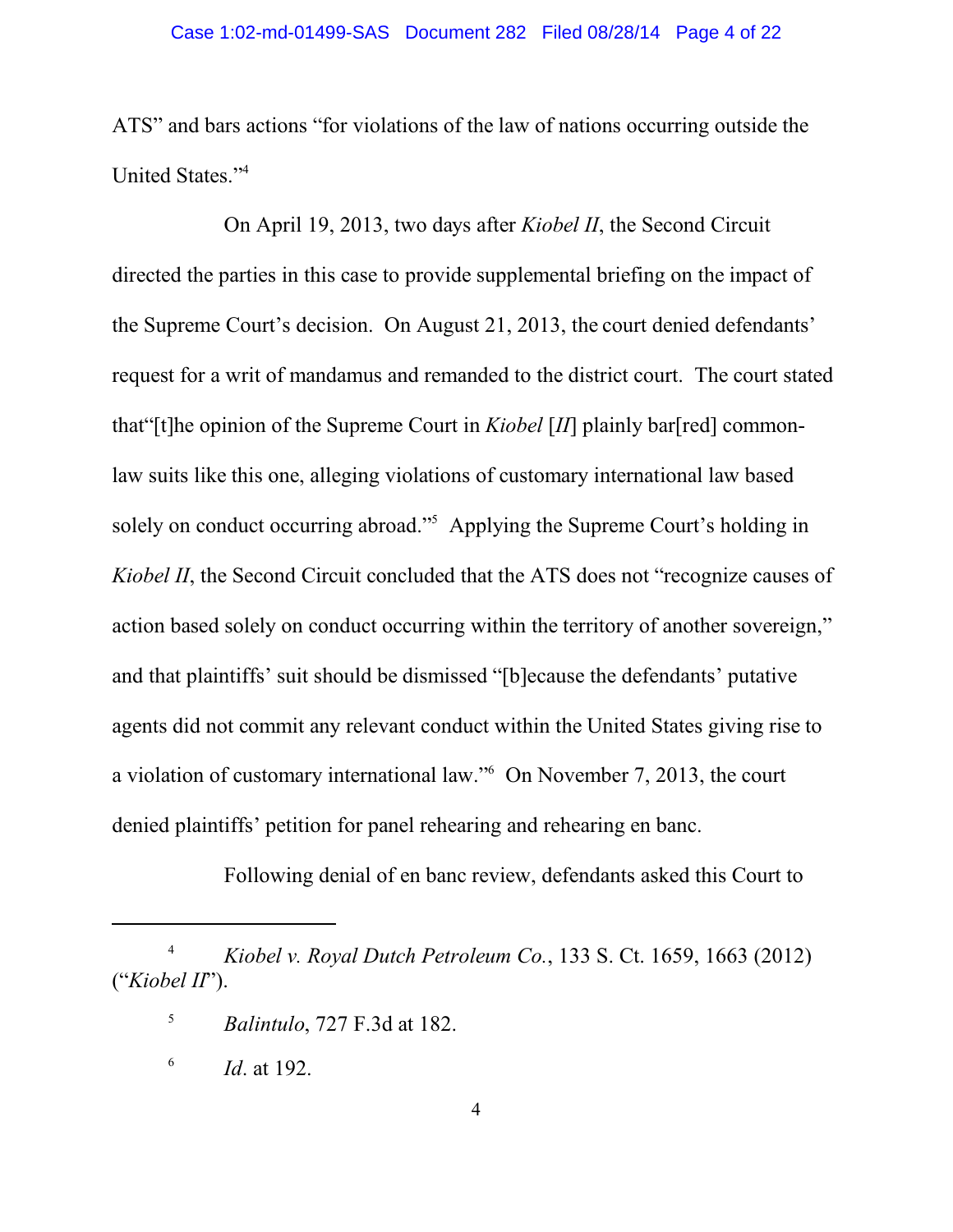ATS" and bars actions "for violations of the law of nations occurring outside the United States."[4]

On April 19, 2013, two days after *Kiobel II*, the Second Circuit directed the parties in this case to provide supplemental briefing on the impact of the Supreme Court's decision. On August 21, 2013, the court denied defendants' request for a writ of mandamus and remanded to the district court. The court stated that"[t]he opinion of the Supreme Court in *Kiobel* [*II*] plainly bar[red] common-law suits like this one, alleging violations of customary international law based solely on conduct occurring abroad."[5] Applying the Supreme Court's holding in *Kiobel II*, the Second Circuit concluded that the ATS does not "recognize causes of action based solely on conduct occurring within the territory of another sovereign," and that plaintiffs' suit should be dismissed "[b]ecause the defendants' putative agents did not commit any relevant conduct within the United States giving rise to a violation of customary international law."[6] On November 7, 2013, the court denied plaintiffs' petition for panel rehearing and rehearing en banc.

Following denial of en banc review, defendants asked this Court to

---

[4] *Kiobel v. Royal Dutch Petroleum Co.*, 133 S. Ct. 1659, 1663 (2012) ("*Kiobel II*").

[5] *Balintulo*, 727 F.3d at 182.

[6] *Id*. at 192.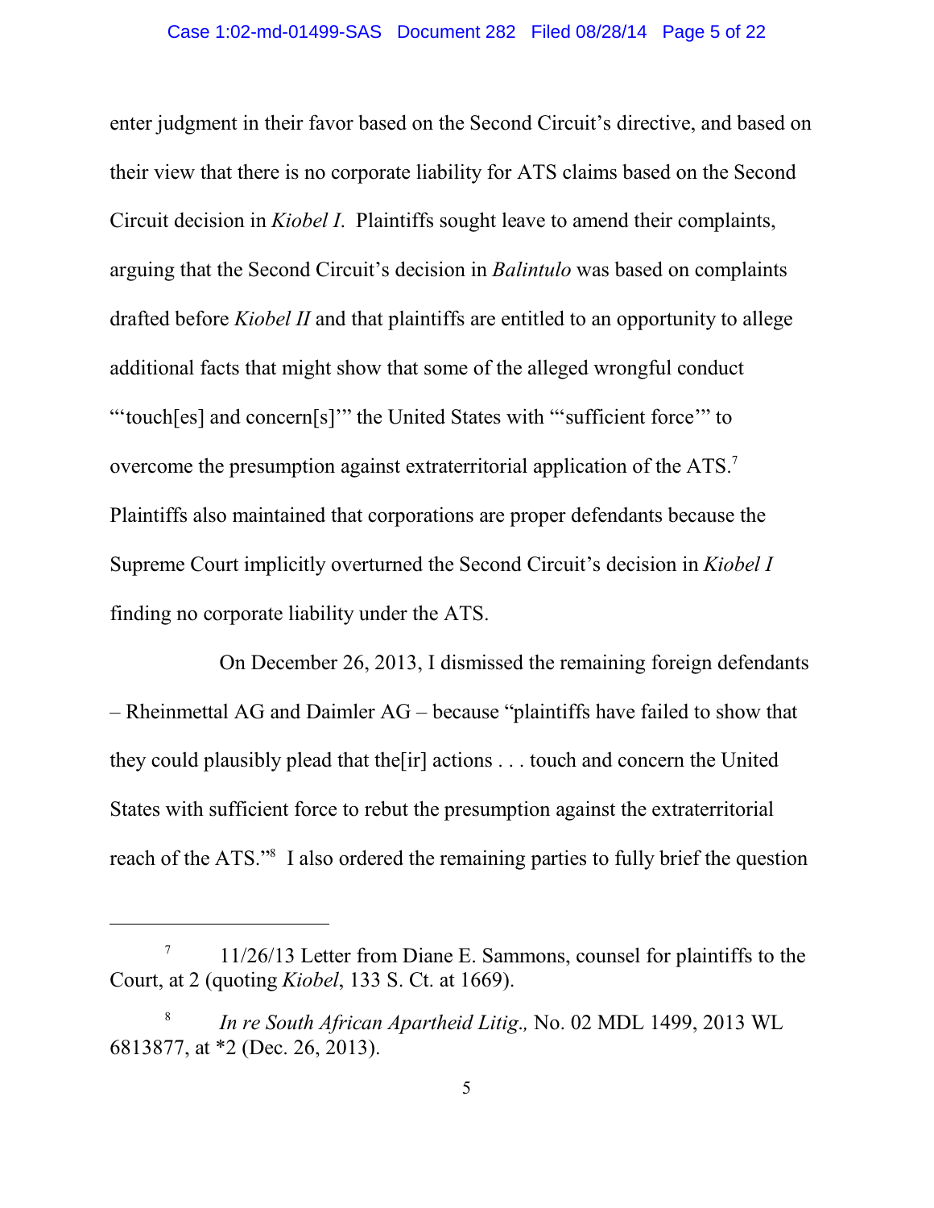enter judgment in their favor based on the Second Circuit's directive, and based on their view that there is no corporate liability for ATS claims based on the Second Circuit decision in *Kiobel I*. Plaintiffs sought leave to amend their complaints, arguing that the Second Circuit's decision in *Balintulo* was based on complaints drafted before *Kiobel II* and that plaintiffs are entitled to an opportunity to allege additional facts that might show that some of the alleged wrongful conduct "'touch[es] and concern[s]'" the United States with "'sufficient force'" to overcome the presumption against extraterritorial application of the ATS.[7] Plaintiffs also maintained that corporations are proper defendants because the Supreme Court implicitly overturned the Second Circuit's decision in *Kiobel I* finding no corporate liability under the ATS.

On December 26, 2013, I dismissed the remaining foreign defendants – Rheinmettal AG and Daimler AG – because "plaintiffs have failed to show that they could plausibly plead that the[ir] actions . . . touch and concern the United States with sufficient force to rebut the presumption against the extraterritorial reach of the ATS."[8] I also ordered the remaining parties to fully brief the question

---

[7] 11/26/13 Letter from Diane E. Sammons, counsel for plaintiffs to the Court, at 2 (quoting *Kiobel*, 133 S. Ct. at 1669).

[8] *In re South African Apartheid Litig.,* No. 02 MDL 1499, 2013 WL 6813877, at *2 (Dec. 26, 2013).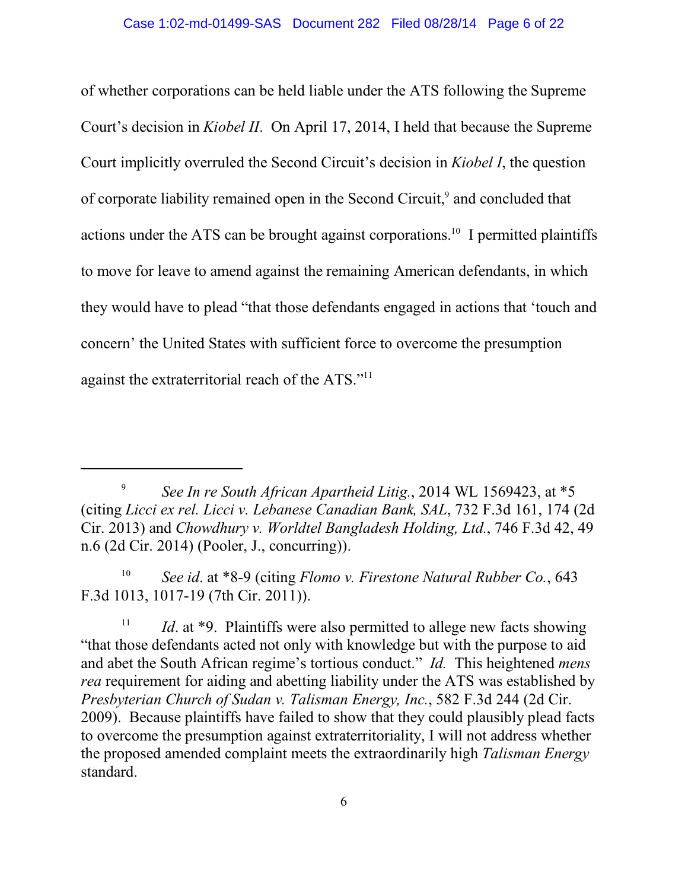of whether corporations can be held liable under the ATS following the Supreme Court's decision in *Kiobel II*. On April 17, 2014, I held that because the Supreme Court implicitly overruled the Second Circuit's decision in *Kiobel I*, the question of corporate liability remained open in the Second Circuit,[9] and concluded that actions under the ATS can be brought against corporations.[10] I permitted plaintiffs to move for leave to amend against the remaining American defendants, in which they would have to plead "that those defendants engaged in actions that 'touch and concern' the United States with sufficient force to overcome the presumption against the extraterritorial reach of the ATS."[11]

---

[9] *See In re South African Apartheid Litig.*, 2014 WL 1569423, at *5 (citing *Licci ex rel. Licci v. Lebanese Canadian Bank, SAL*, 732 F.3d 161, 174 (2d Cir. 2013) and *Chowdhury v. Worldtel Bangladesh Holding, Ltd.*, 746 F.3d 42, 49 n.6 (2d Cir. 2014) (Pooler, J., concurring)).

[10] *See id*. at *8-9 (citing *Flomo v. Firestone Natural Rubber Co.*, 643 F.3d 1013, 1017-19 (7th Cir. 2011)).

[11] *Id*. at *9. Plaintiffs were also permitted to allege new facts showing "that those defendants acted not only with knowledge but with the purpose to aid and abet the South African regime's tortious conduct." *Id.* This heightened *mens rea* requirement for aiding and abetting liability under the ATS was established by *Presbyterian Church of Sudan v. Talisman Energy, Inc.*, 582 F.3d 244 (2d Cir. 2009). Because plaintiffs have failed to show that they could plausibly plead facts to overcome the presumption against extraterritoriality, I will not address whether the proposed amended complaint meets the extraordinarily high *Talisman Energy* standard.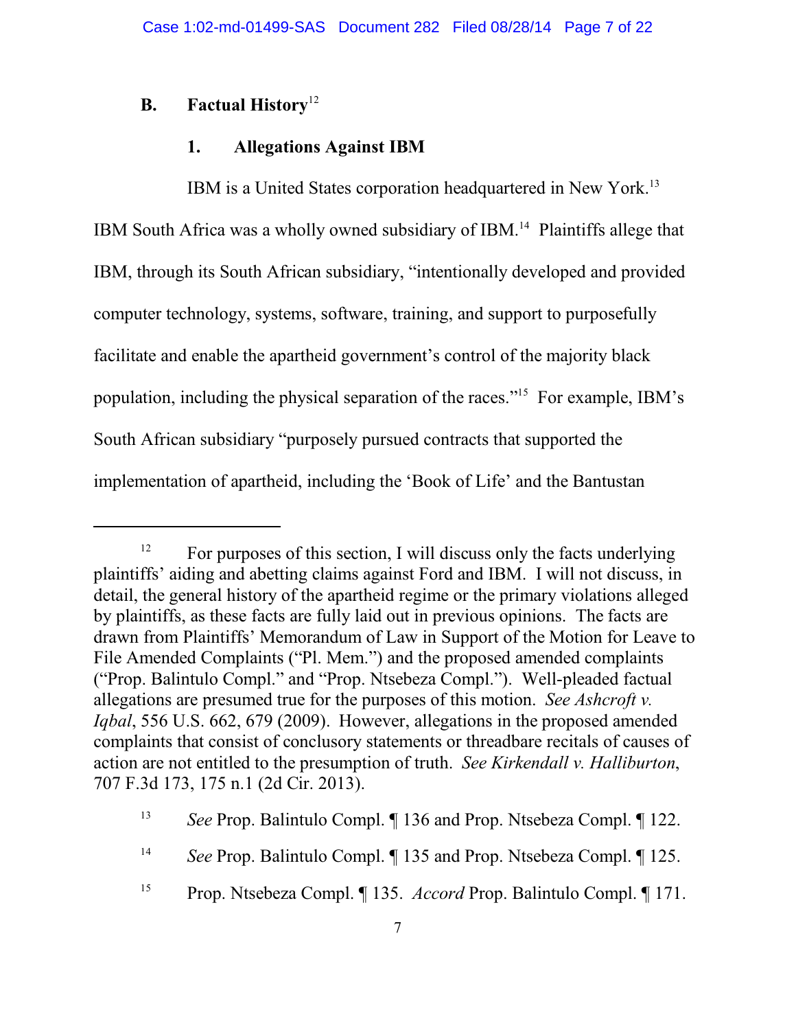## B. Factual History[12]

### 1. Allegations Against IBM

IBM is a United States corporation headquartered in New York.[13] IBM South Africa was a wholly owned subsidiary of IBM.[14] Plaintiffs allege that IBM, through its South African subsidiary, "intentionally developed and provided computer technology, systems, software, training, and support to purposefully facilitate and enable the apartheid government's control of the majority black population, including the physical separation of the races."[15] For example, IBM's South African subsidiary "purposely pursued contracts that supported the implementation of apartheid, including the 'Book of Life' and the Bantustan

---

[12] For purposes of this section, I will discuss only the facts underlying plaintiffs' aiding and abetting claims against Ford and IBM. I will not discuss, in detail, the general history of the apartheid regime or the primary violations alleged by plaintiffs, as these facts are fully laid out in previous opinions. The facts are drawn from Plaintiffs' Memorandum of Law in Support of the Motion for Leave to File Amended Complaints ("Pl. Mem.") and the proposed amended complaints ("Prop. Balintulo Compl." and "Prop. Ntsebeza Compl."). Well-pleaded factual allegations are presumed true for the purposes of this motion. *See Ashcroft v. Iqbal*, 556 U.S. 662, 679 (2009). However, allegations in the proposed amended complaints that consist of conclusory statements or threadbare recitals of causes of action are not entitled to the presumption of truth. *See Kirkendall v. Halliburton*, 707 F.3d 173, 175 n.1 (2d Cir. 2013).

[13] *See* Prop. Balintulo Compl. ¶ 136 and Prop. Ntsebeza Compl. ¶ 122.

[14] *See* Prop. Balintulo Compl. ¶ 135 and Prop. Ntsebeza Compl. ¶ 125.

[15] Prop. Ntsebeza Compl. ¶ 135. *Accord* Prop. Balintulo Compl. ¶ 171.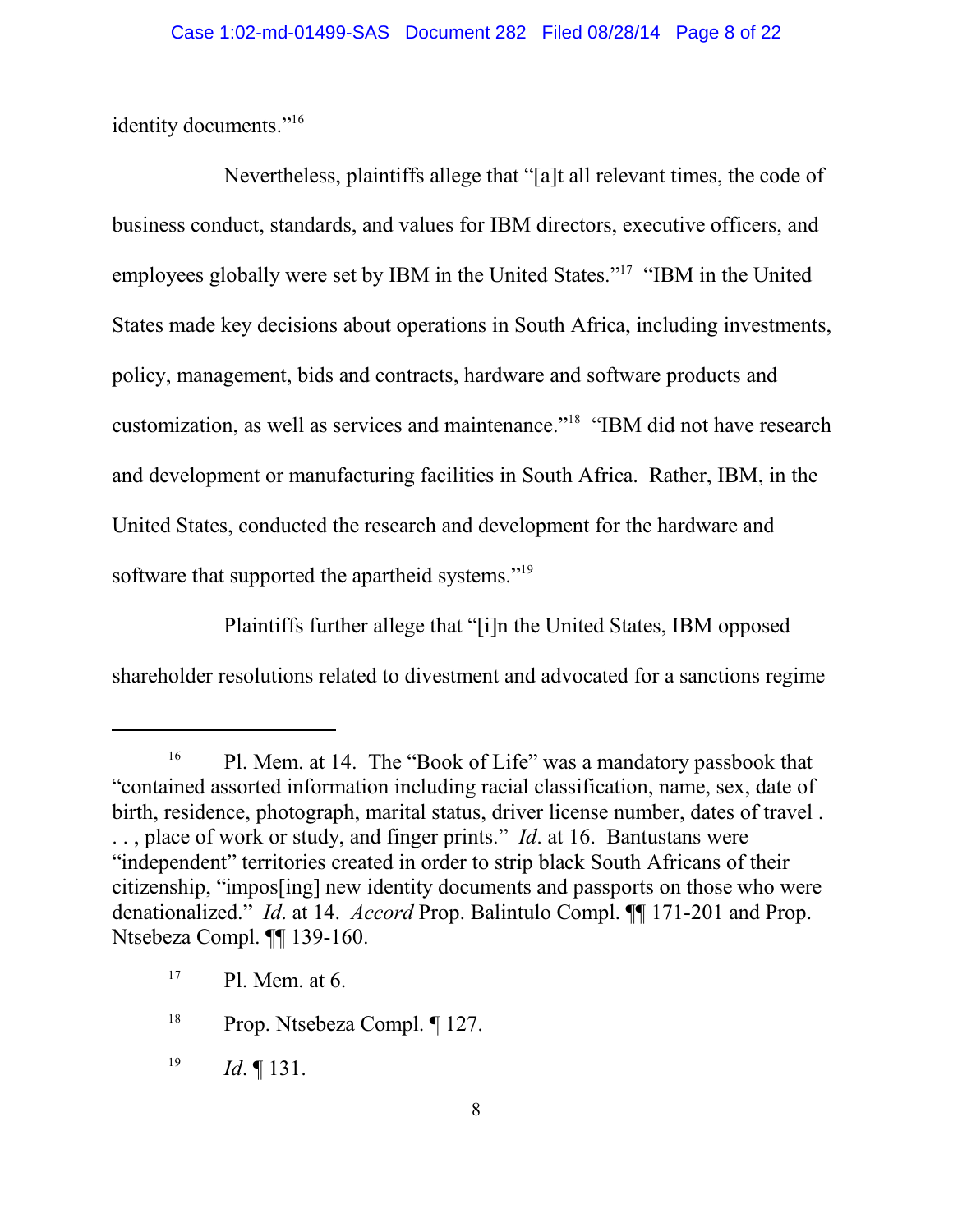identity documents."[16]

Nevertheless, plaintiffs allege that "[a]t all relevant times, the code of business conduct, standards, and values for IBM directors, executive officers, and employees globally were set by IBM in the United States."[17] "IBM in the United States made key decisions about operations in South Africa, including investments, policy, management, bids and contracts, hardware and software products and customization, as well as services and maintenance."[18] "IBM did not have research and development or manufacturing facilities in South Africa. Rather, IBM, in the United States, conducted the research and development for the hardware and software that supported the apartheid systems."[19]

Plaintiffs further allege that "[i]n the United States, IBM opposed shareholder resolutions related to divestment and advocated for a sanctions regime

---

[16] Pl. Mem. at 14. The "Book of Life" was a mandatory passbook that "contained assorted information including racial classification, name, sex, date of birth, residence, photograph, marital status, driver license number, dates of travel . . . , place of work or study, and finger prints." *Id*. at 16. Bantustans were "independent" territories created in order to strip black South Africans of their citizenship, "impos[ing] new identity documents and passports on those who were denationalized." *Id*. at 14. *Accord* Prop. Balintulo Compl. ¶¶ 171-201 and Prop. Ntsebeza Compl. ¶¶ 139-160.

[17] Pl. Mem. at 6.

[18] Prop. Ntsebeza Compl. ¶ 127.

[19] *Id*. ¶ 131.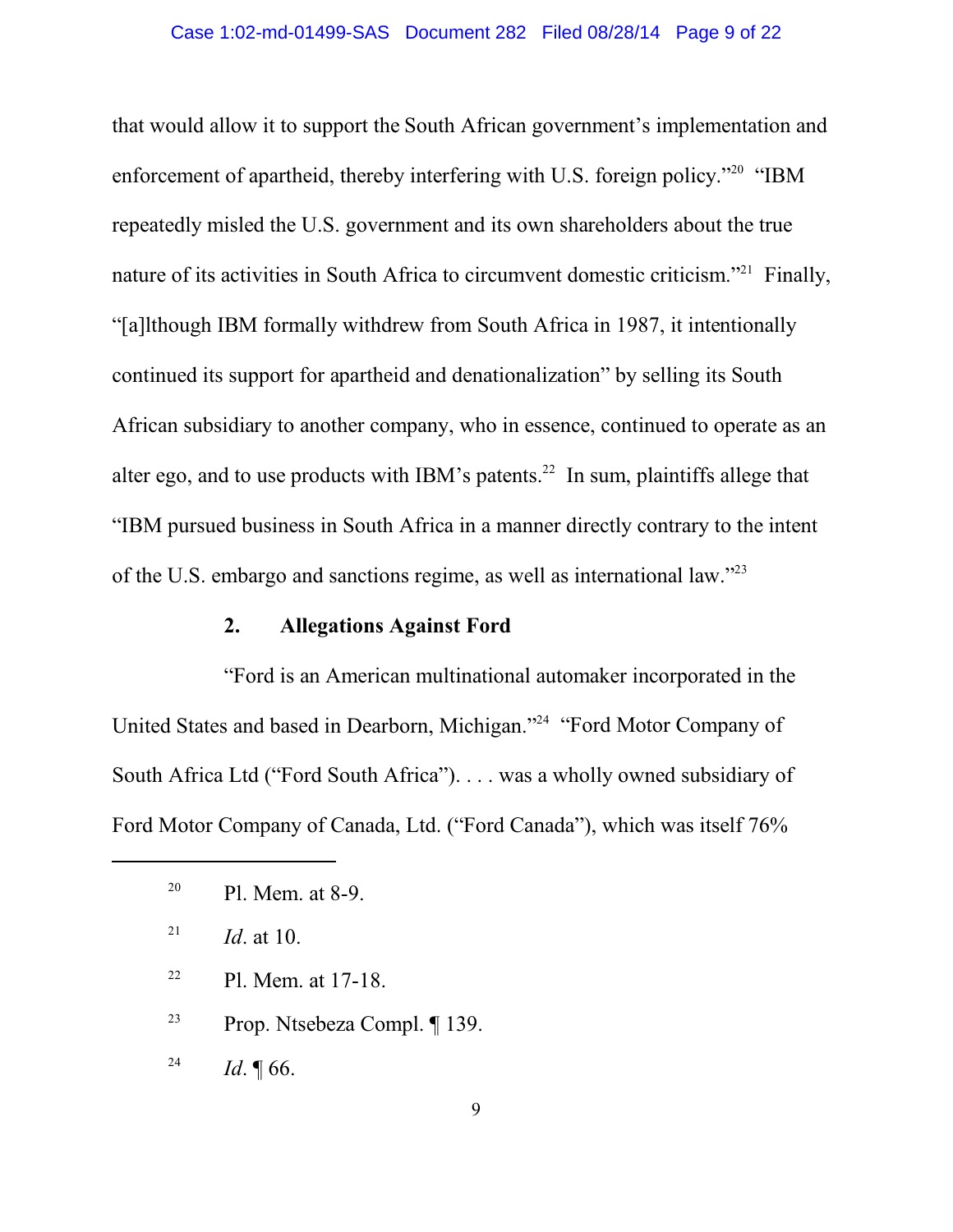that would allow it to support the South African government's implementation and enforcement of apartheid, thereby interfering with U.S. foreign policy."[20] "IBM repeatedly misled the U.S. government and its own shareholders about the true nature of its activities in South Africa to circumvent domestic criticism."[21] Finally, "[a]lthough IBM formally withdrew from South Africa in 1987, it intentionally continued its support for apartheid and denationalization" by selling its South African subsidiary to another company, who in essence, continued to operate as an alter ego, and to use products with IBM's patents.[22] In sum, plaintiffs allege that "IBM pursued business in South Africa in a manner directly contrary to the intent of the U.S. embargo and sanctions regime, as well as international law."[23]

### 2. Allegations Against Ford

"Ford is an American multinational automaker incorporated in the United States and based in Dearborn, Michigan."[24] "Ford Motor Company of South Africa Ltd ("Ford South Africa"). . . . was a wholly owned subsidiary of Ford Motor Company of Canada, Ltd. ("Ford Canada"), which was itself 76%

---

[20] Pl. Mem. at 8-9.

[21] *Id*. at 10.

[22] Pl. Mem. at 17-18.

[23] Prop. Ntsebeza Compl. ¶ 139.

[24] *Id*. ¶ 66.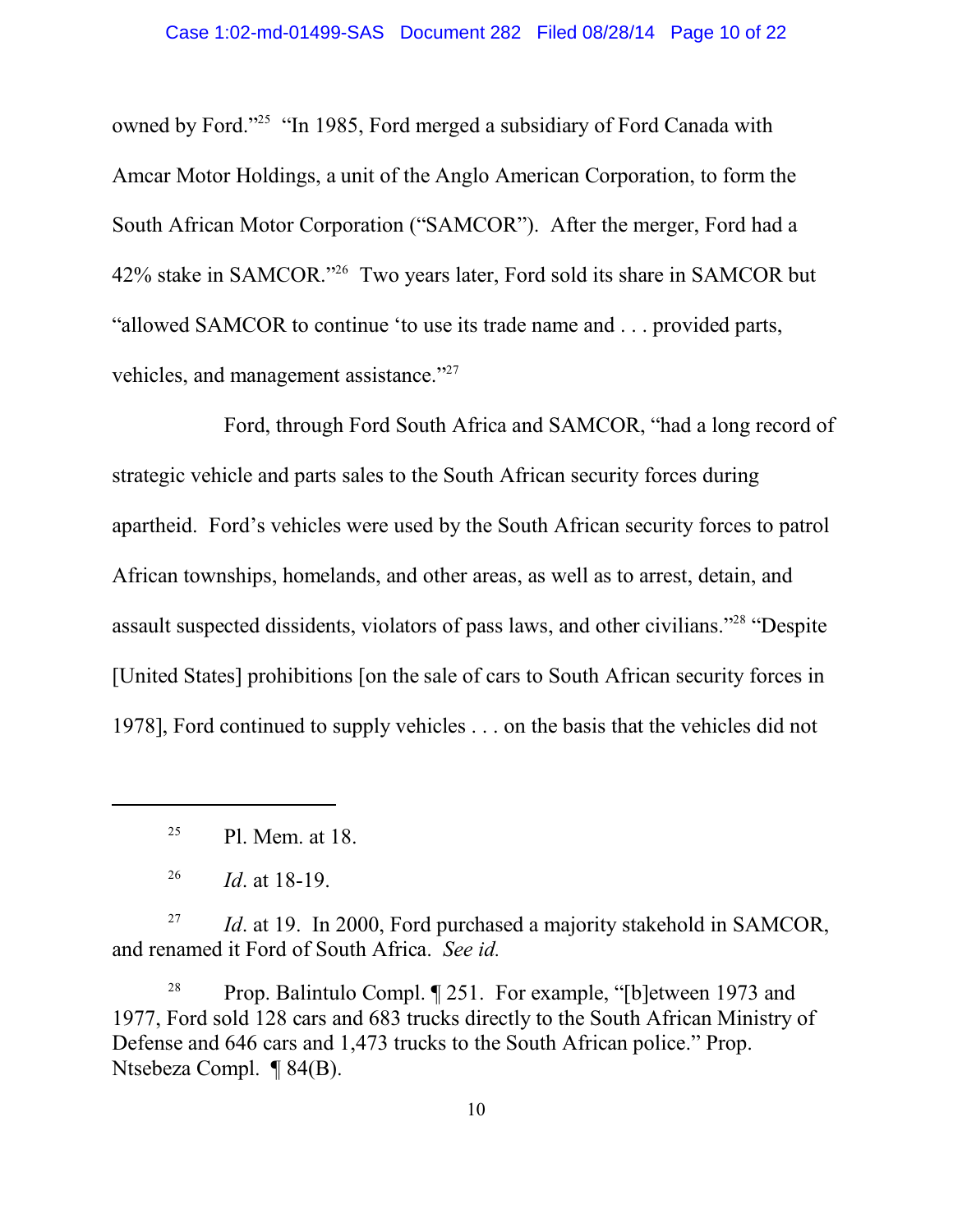owned by Ford."[25] "In 1985, Ford merged a subsidiary of Ford Canada with Amcar Motor Holdings, a unit of the Anglo American Corporation, to form the South African Motor Corporation ("SAMCOR"). After the merger, Ford had a 42% stake in SAMCOR."[26] Two years later, Ford sold its share in SAMCOR but "allowed SAMCOR to continue 'to use its trade name and . . . provided parts, vehicles, and management assistance."[27]

Ford, through Ford South Africa and SAMCOR, "had a long record of strategic vehicle and parts sales to the South African security forces during apartheid. Ford's vehicles were used by the South African security forces to patrol African townships, homelands, and other areas, as well as to arrest, detain, and assault suspected dissidents, violators of pass laws, and other civilians."[28] "Despite [United States] prohibitions [on the sale of cars to South African security forces in 1978], Ford continued to supply vehicles . . . on the basis that the vehicles did not

---

[25] Pl. Mem. at 18.

[26] *Id*. at 18-19.

[27] *Id*. at 19. In 2000, Ford purchased a majority stakehold in SAMCOR, and renamed it Ford of South Africa. *See id.*

[28] Prop. Balintulo Compl. ¶ 251. For example, "[b]etween 1973 and 1977, Ford sold 128 cars and 683 trucks directly to the South African Ministry of Defense and 646 cars and 1,473 trucks to the South African police." Prop. Ntsebeza Compl. ¶ 84(B).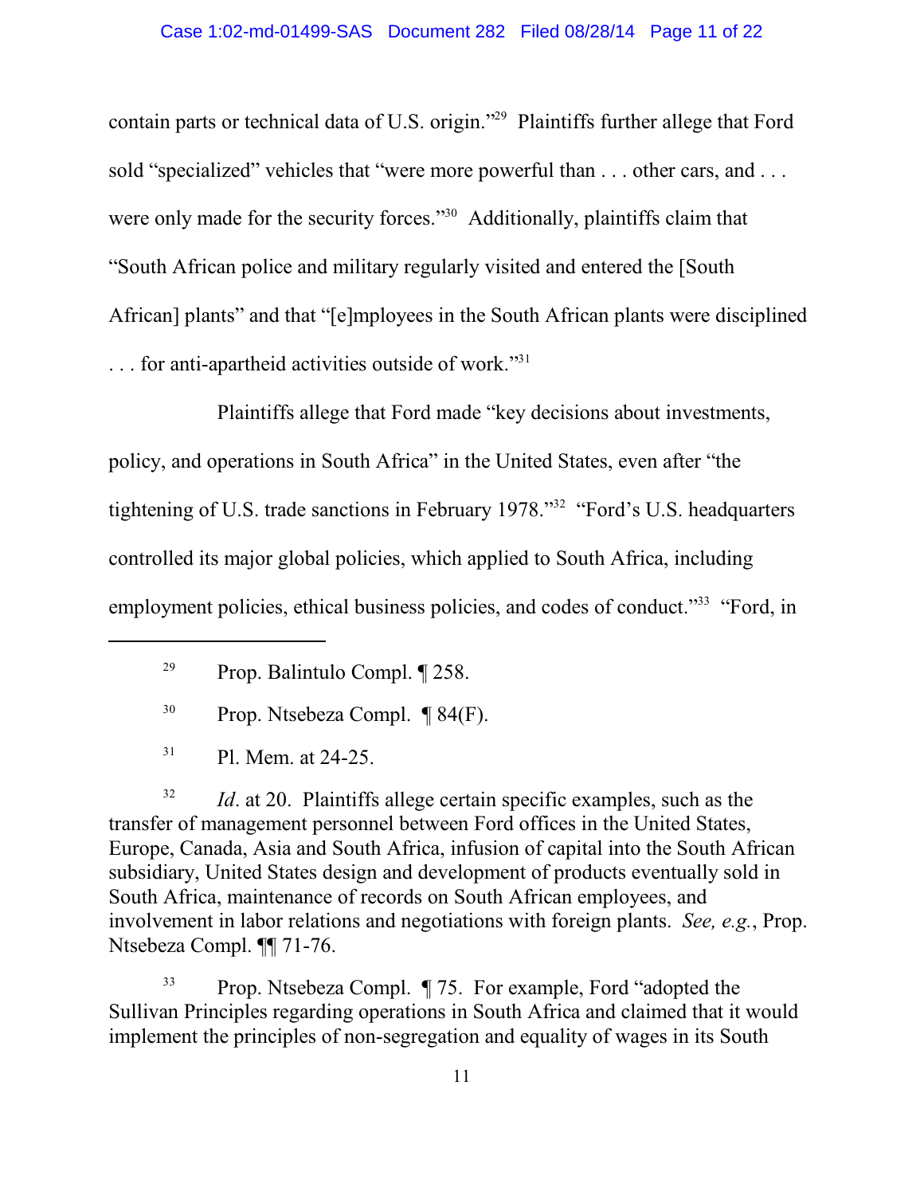contain parts or technical data of U.S. origin."[29] Plaintiffs further allege that Ford sold "specialized" vehicles that "were more powerful than . . . other cars, and . . . were only made for the security forces."[30] Additionally, plaintiffs claim that "South African police and military regularly visited and entered the [South African] plants" and that "[e]mployees in the South African plants were disciplined . . . for anti-apartheid activities outside of work."[31]

Plaintiffs allege that Ford made "key decisions about investments, policy, and operations in South Africa" in the United States, even after "the tightening of U.S. trade sanctions in February 1978."[32] "Ford's U.S. headquarters controlled its major global policies, which applied to South Africa, including employment policies, ethical business policies, and codes of conduct."[33] "Ford, in

---

[29] Prop. Balintulo Compl. ¶ 258.

[30] Prop. Ntsebeza Compl. ¶ 84(F).

[31] Pl. Mem. at 24-25.

[32] *Id*. at 20. Plaintiffs allege certain specific examples, such as the transfer of management personnel between Ford offices in the United States, Europe, Canada, Asia and South Africa, infusion of capital into the South African subsidiary, United States design and development of products eventually sold in South Africa, maintenance of records on South African employees, and involvement in labor relations and negotiations with foreign plants. *See, e.g.*, Prop. Ntsebeza Compl. ¶¶ 71-76.

[33] Prop. Ntsebeza Compl. ¶ 75. For example, Ford "adopted the Sullivan Principles regarding operations in South Africa and claimed that it would implement the principles of non-segregation and equality of wages in its South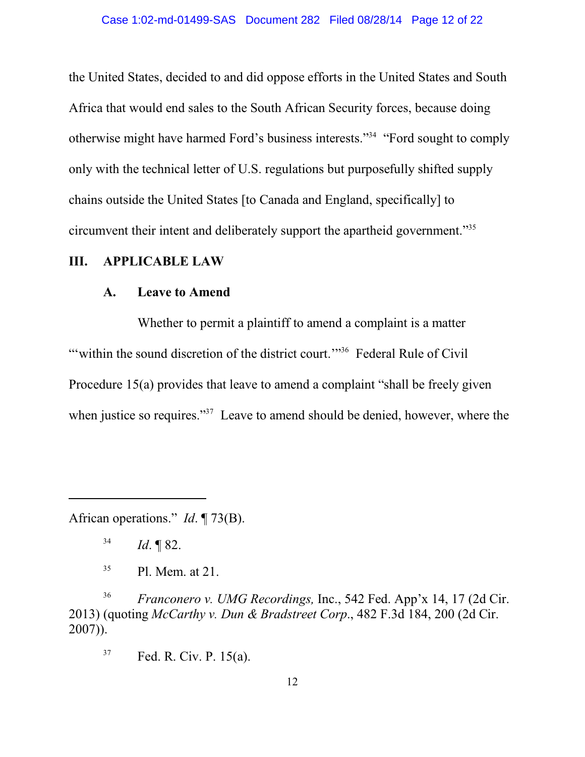the United States, decided to and did oppose efforts in the United States and South Africa that would end sales to the South African Security forces, because doing otherwise might have harmed Ford's business interests."[34] "Ford sought to comply only with the technical letter of U.S. regulations but purposefully shifted supply chains outside the United States [to Canada and England, specifically] to circumvent their intent and deliberately support the apartheid government."[35]

## III. APPLICABLE LAW

### A. Leave to Amend

Whether to permit a plaintiff to amend a complaint is a matter "'within the sound discretion of the district court.'"[36] Federal Rule of Civil Procedure 15(a) provides that leave to amend a complaint "shall be freely given when justice so requires."[37] Leave to amend should be denied, however, where the

---

African operations." *Id*. ¶ 73(B).

[34] *Id*. ¶ 82.

[35] Pl. Mem. at 21.

[36] *Franconero v. UMG Recordings,* Inc., 542 Fed. App'x 14, 17 (2d Cir. 2013) (quoting *McCarthy v. Dun & Bradstreet Corp*., 482 F.3d 184, 200 (2d Cir. 2007)).

[37] Fed. R. Civ. P. 15(a).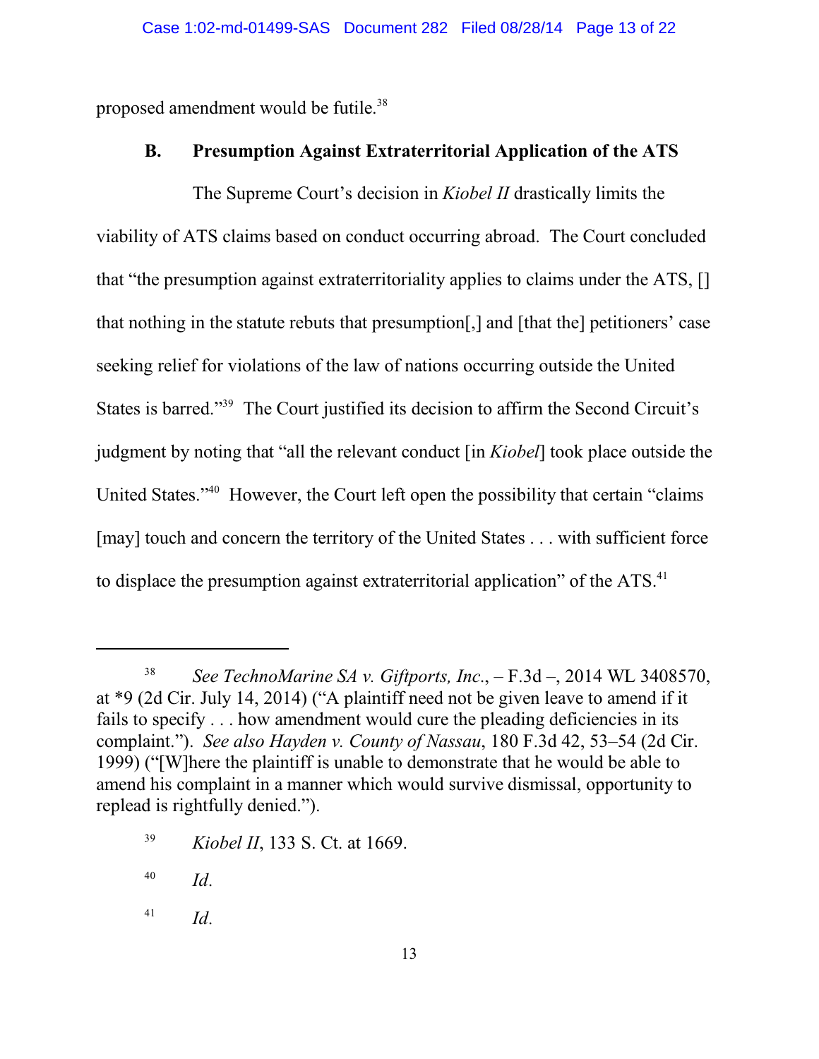proposed amendment would be futile.[38]

### B. Presumption Against Extraterritorial Application of the ATS

The Supreme Court's decision in *Kiobel II* drastically limits the viability of ATS claims based on conduct occurring abroad. The Court concluded that "the presumption against extraterritoriality applies to claims under the ATS, [] that nothing in the statute rebuts that presumption[,] and [that the] petitioners' case seeking relief for violations of the law of nations occurring outside the United States is barred."[39] The Court justified its decision to affirm the Second Circuit's judgment by noting that "all the relevant conduct [in *Kiobel*] took place outside the United States."[40] However, the Court left open the possibility that certain "claims [may] touch and concern the territory of the United States . . . with sufficient force to displace the presumption against extraterritorial application" of the ATS.[41]

---

[38] *See TechnoMarine SA v. Giftports, Inc.*, – F.3d –, 2014 WL 3408570, at *9 (2d Cir. July 14, 2014) ("A plaintiff need not be given leave to amend if it fails to specify . . . how amendment would cure the pleading deficiencies in its complaint."). *See also Hayden v. County of Nassau*, 180 F.3d 42, 53–54 (2d Cir. 1999) ("[W]here the plaintiff is unable to demonstrate that he would be able to amend his complaint in a manner which would survive dismissal, opportunity to replead is rightfully denied.").

[39] *Kiobel II*, 133 S. Ct. at 1669.

[40] *Id*.

[41] *Id*.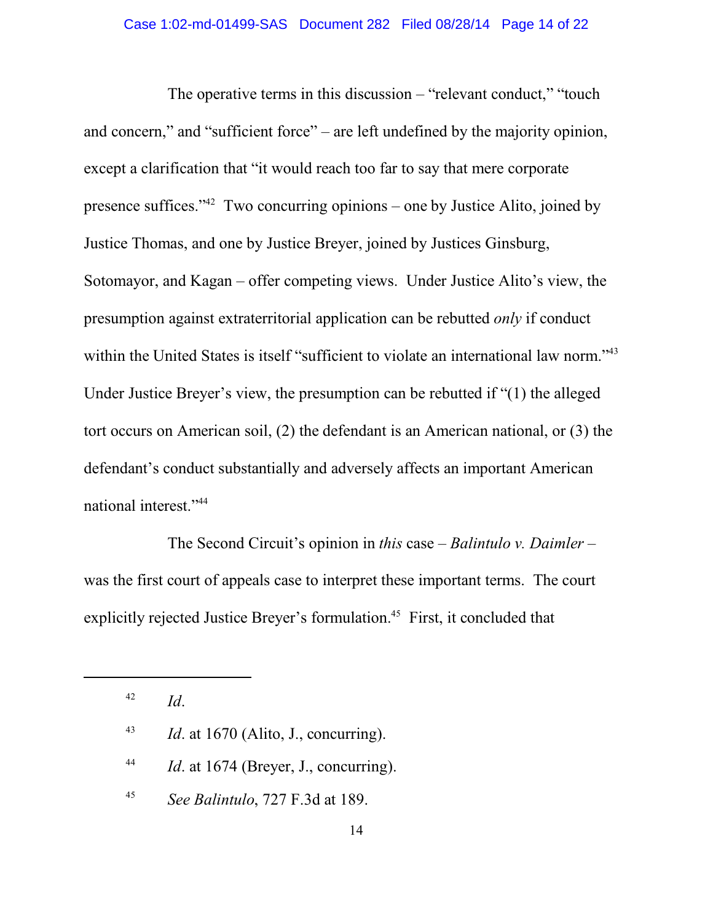The operative terms in this discussion – "relevant conduct," "touch and concern," and "sufficient force" – are left undefined by the majority opinion, except a clarification that "it would reach too far to say that mere corporate presence suffices."[42] Two concurring opinions – one by Justice Alito, joined by Justice Thomas, and one by Justice Breyer, joined by Justices Ginsburg, Sotomayor, and Kagan – offer competing views. Under Justice Alito's view, the presumption against extraterritorial application can be rebutted *only* if conduct within the United States is itself "sufficient to violate an international law norm."[43] Under Justice Breyer's view, the presumption can be rebutted if "(1) the alleged tort occurs on American soil, (2) the defendant is an American national, or (3) the defendant's conduct substantially and adversely affects an important American national interest."[44]

The Second Circuit's opinion in *this* case – *Balintulo v. Daimler* – was the first court of appeals case to interpret these important terms. The court explicitly rejected Justice Breyer's formulation.[45] First, it concluded that

---

[42] *Id*.

[43] *Id*. at 1670 (Alito, J., concurring).

[44] *Id*. at 1674 (Breyer, J., concurring).

[45] *See Balintulo*, 727 F.3d at 189.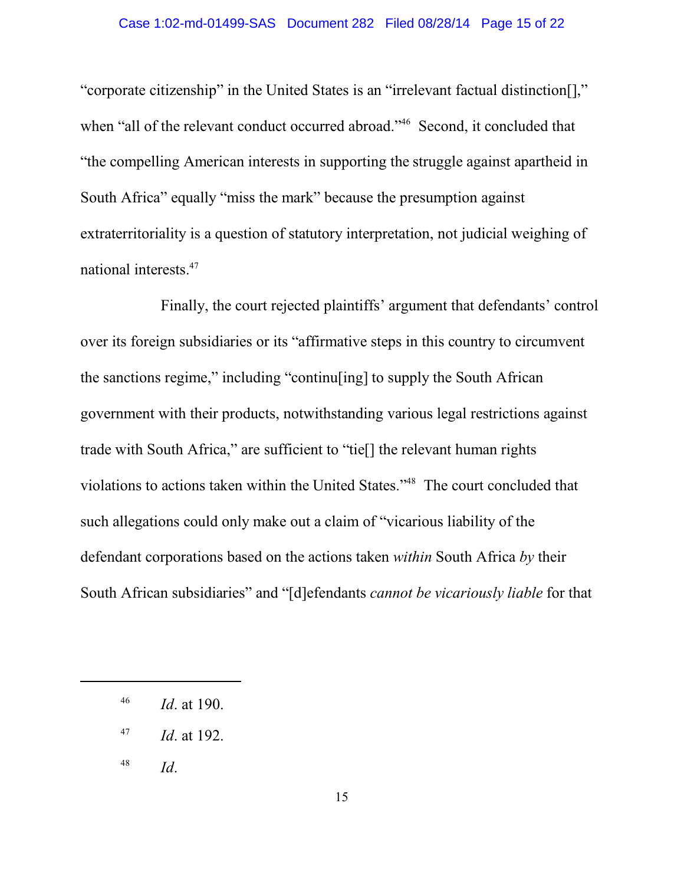"corporate citizenship" in the United States is an "irrelevant factual distinction[]," when "all of the relevant conduct occurred abroad."[46] Second, it concluded that "the compelling American interests in supporting the struggle against apartheid in South Africa" equally "miss the mark" because the presumption against extraterritoriality is a question of statutory interpretation, not judicial weighing of national interests.[47]

Finally, the court rejected plaintiffs' argument that defendants' control over its foreign subsidiaries or its "affirmative steps in this country to circumvent the sanctions regime," including "continu[ing] to supply the South African government with their products, notwithstanding various legal restrictions against trade with South Africa," are sufficient to "tie[] the relevant human rights violations to actions taken within the United States."[48] The court concluded that such allegations could only make out a claim of "vicarious liability of the defendant corporations based on the actions taken *within* South Africa *by* their South African subsidiaries" and "[d]efendants *cannot be vicariously liable* for that

---

[46] *Id*. at 190.

[47] *Id*. at 192.

[48] *Id*.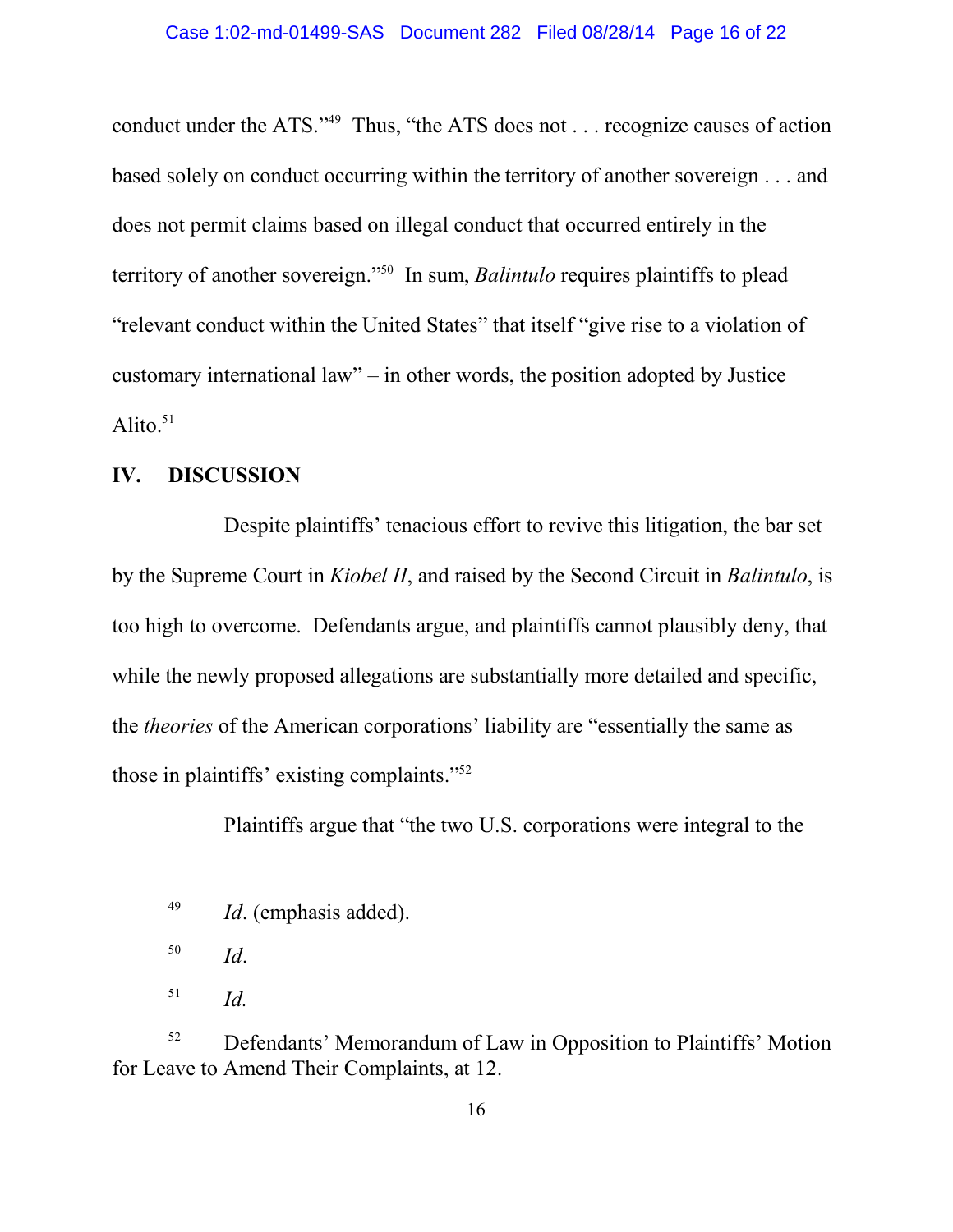conduct under the ATS."[49] Thus, "the ATS does not . . . recognize causes of action based solely on conduct occurring within the territory of another sovereign . . . and does not permit claims based on illegal conduct that occurred entirely in the territory of another sovereign."[50] In sum, *Balintulo* requires plaintiffs to plead "relevant conduct within the United States" that itself "give rise to a violation of customary international law" – in other words, the position adopted by Justice Alito.[51]

## IV. DISCUSSION

Despite plaintiffs' tenacious effort to revive this litigation, the bar set by the Supreme Court in *Kiobel II*, and raised by the Second Circuit in *Balintulo*, is too high to overcome. Defendants argue, and plaintiffs cannot plausibly deny, that while the newly proposed allegations are substantially more detailed and specific, the *theories* of the American corporations' liability are "essentially the same as those in plaintiffs' existing complaints."[52]

Plaintiffs argue that "the two U.S. corporations were integral to the

---

[49] *Id*. (emphasis added).

[50] *Id*.

[51] *Id.*

[52] Defendants' Memorandum of Law in Opposition to Plaintiffs' Motion for Leave to Amend Their Complaints, at 12.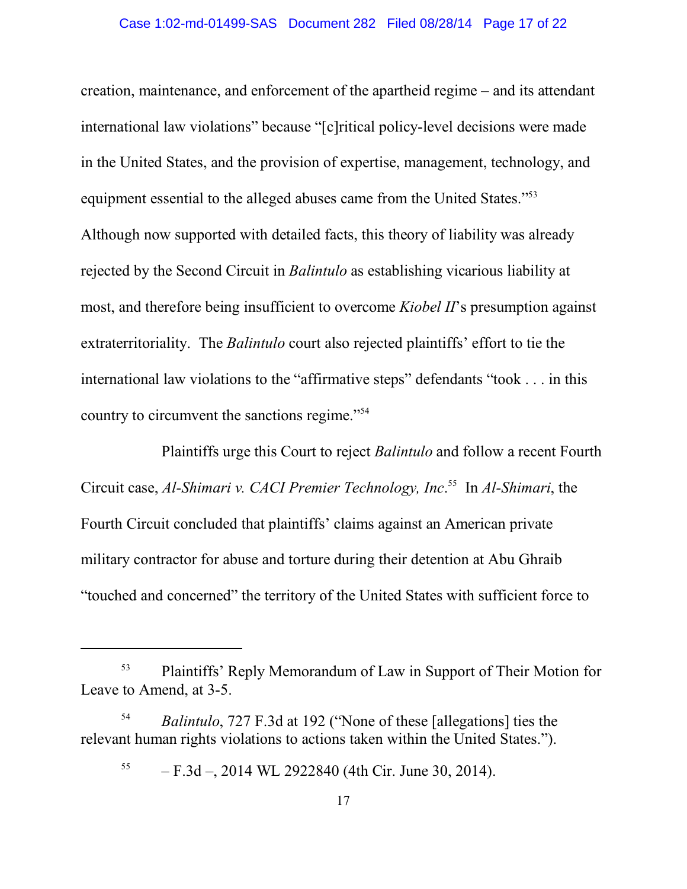creation, maintenance, and enforcement of the apartheid regime – and its attendant international law violations" because "[c]ritical policy-level decisions were made in the United States, and the provision of expertise, management, technology, and equipment essential to the alleged abuses came from the United States."[53] Although now supported with detailed facts, this theory of liability was already rejected by the Second Circuit in *Balintulo* as establishing vicarious liability at most, and therefore being insufficient to overcome *Kiobel II*'s presumption against extraterritoriality. The *Balintulo* court also rejected plaintiffs' effort to tie the international law violations to the "affirmative steps" defendants "took . . . in this country to circumvent the sanctions regime."[54]

Plaintiffs urge this Court to reject *Balintulo* and follow a recent Fourth Circuit case, *Al-Shimari v. CACI Premier Technology, Inc*.[55] In *Al-Shimari*, the Fourth Circuit concluded that plaintiffs' claims against an American private military contractor for abuse and torture during their detention at Abu Ghraib "touched and concerned" the territory of the United States with sufficient force to

---

[53] Plaintiffs' Reply Memorandum of Law in Support of Their Motion for Leave to Amend, at 3-5.

[54] *Balintulo*, 727 F.3d at 192 ("None of these [allegations] ties the relevant human rights violations to actions taken within the United States.").

[55] – F.3d –, 2014 WL 2922840 (4th Cir. June 30, 2014).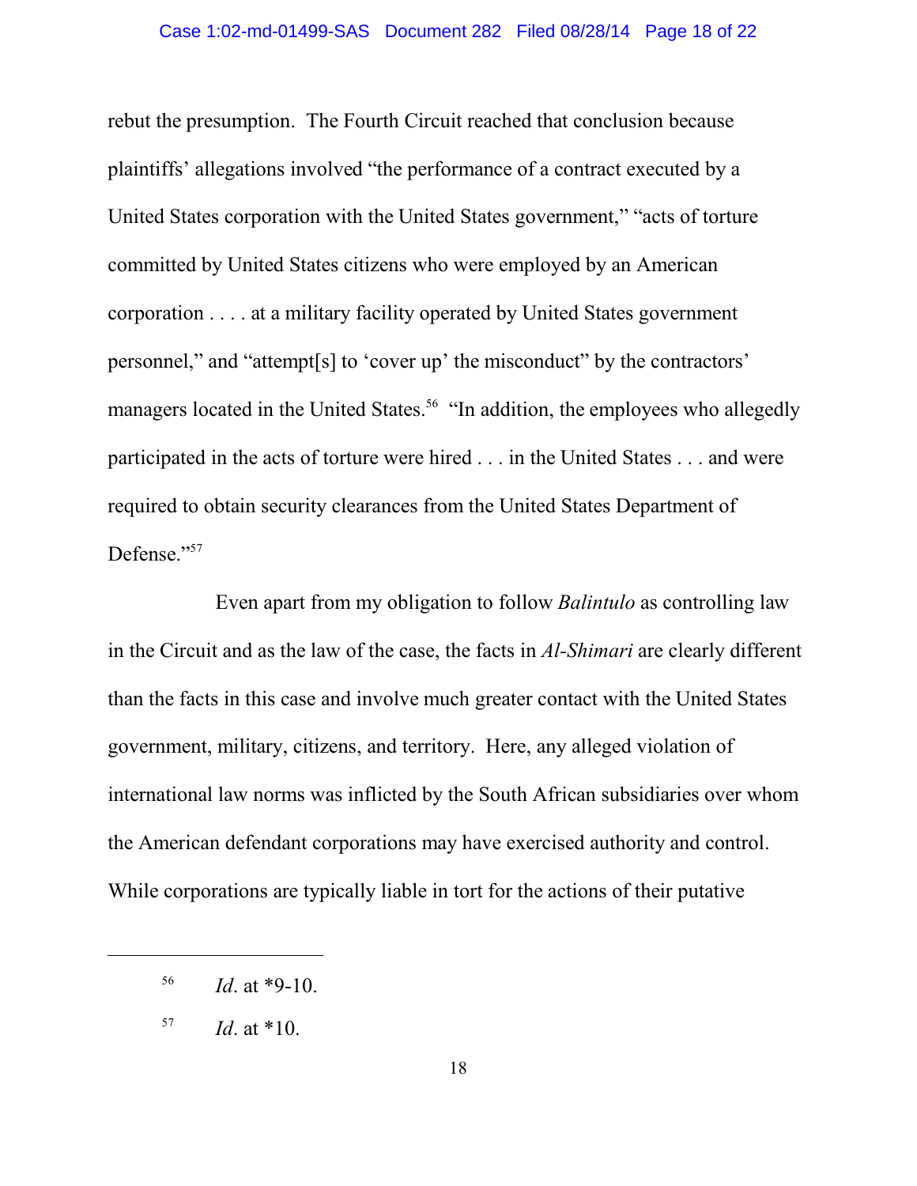rebut the presumption. The Fourth Circuit reached that conclusion because plaintiffs' allegations involved "the performance of a contract executed by a United States corporation with the United States government," "acts of torture committed by United States citizens who were employed by an American corporation . . . . at a military facility operated by United States government personnel," and "attempt[s] to 'cover up' the misconduct" by the contractors' managers located in the United States.[56] "In addition, the employees who allegedly participated in the acts of torture were hired . . . in the United States . . . and were required to obtain security clearances from the United States Department of Defense."[57]

Even apart from my obligation to follow *Balintulo* as controlling law in the Circuit and as the law of the case, the facts in *Al-Shimari* are clearly different than the facts in this case and involve much greater contact with the United States government, military, citizens, and territory. Here, any alleged violation of international law norms was inflicted by the South African subsidiaries over whom the American defendant corporations may have exercised authority and control. While corporations are typically liable in tort for the actions of their putative

---

[56] *Id*. at *9-10.

[57] *Id*. at *10.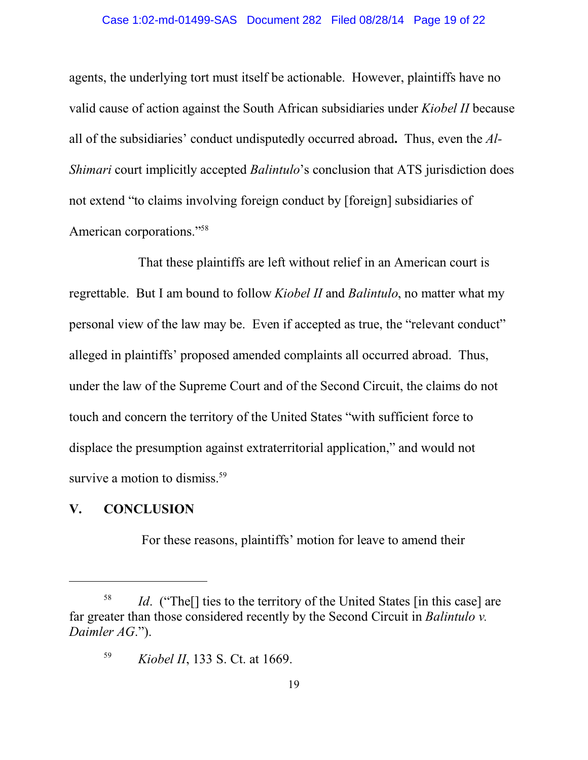agents, the underlying tort must itself be actionable. However, plaintiffs have no valid cause of action against the South African subsidiaries under *Kiobel II* because all of the subsidiaries' conduct undisputedly occurred abroad**.** Thus, even the *Al-Shimari* court implicitly accepted *Balintulo*'s conclusion that ATS jurisdiction does not extend "to claims involving foreign conduct by [foreign] subsidiaries of American corporations."[58]

That these plaintiffs are left without relief in an American court is regrettable. But I am bound to follow *Kiobel II* and *Balintulo*, no matter what my personal view of the law may be. Even if accepted as true, the "relevant conduct" alleged in plaintiffs' proposed amended complaints all occurred abroad. Thus, under the law of the Supreme Court and of the Second Circuit, the claims do not touch and concern the territory of the United States "with sufficient force to displace the presumption against extraterritorial application," and would not survive a motion to dismiss.[59]

## V. CONCLUSION

For these reasons, plaintiffs' motion for leave to amend their

---

[58] *Id*. ("The[] ties to the territory of the United States [in this case] are far greater than those considered recently by the Second Circuit in *Balintulo v. Daimler AG*.").

[59] *Kiobel II*, 133 S. Ct. at 1669.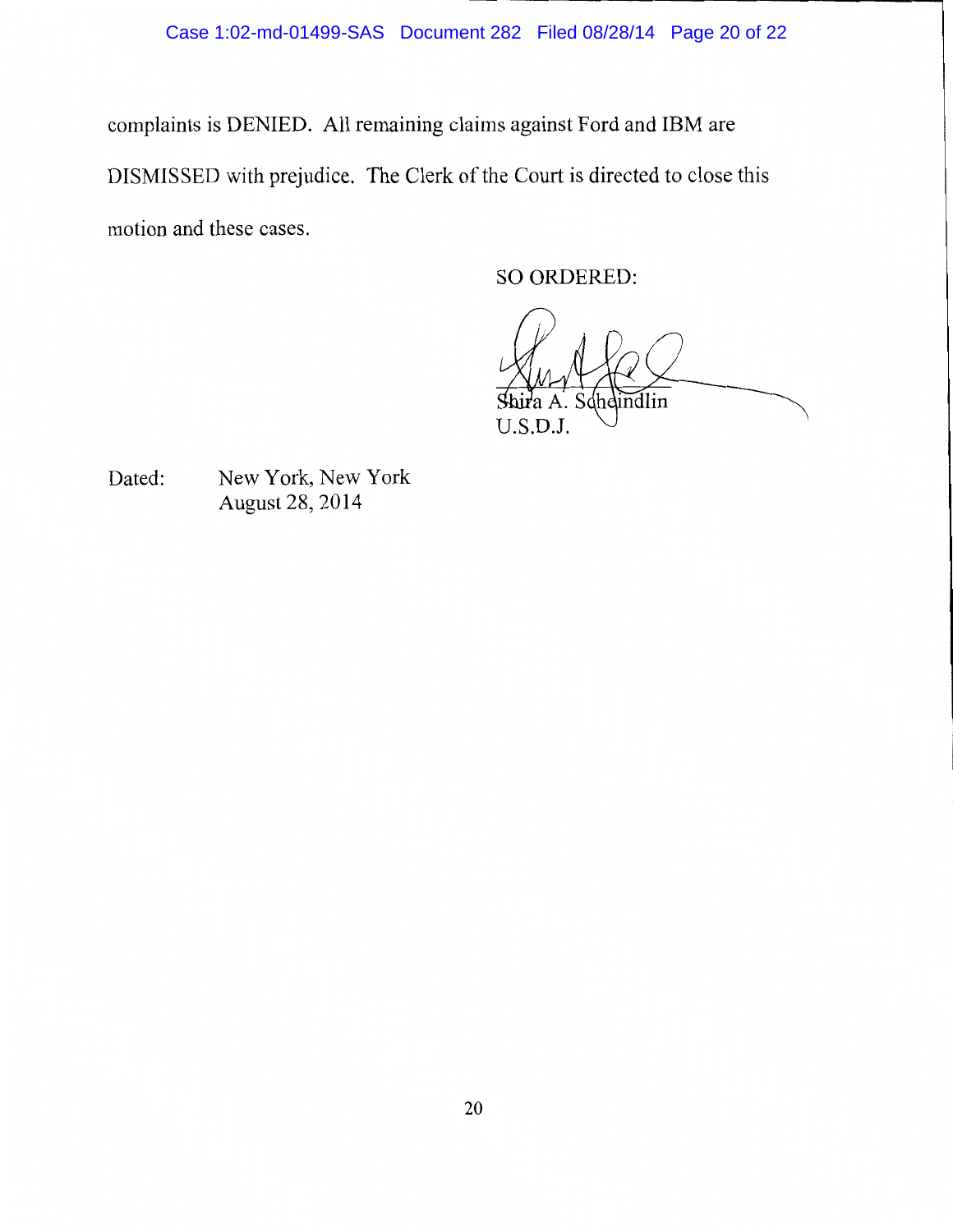complaints is DENIED. All remaining claims against Ford and IBM are DISMISSED with prejudice. The Clerk of the Court is directed to close this motion and these cases.

SO ORDERED:

Shira A. Scheindlin
U.S.D.J.

Dated: New York, New York
August 28, 2014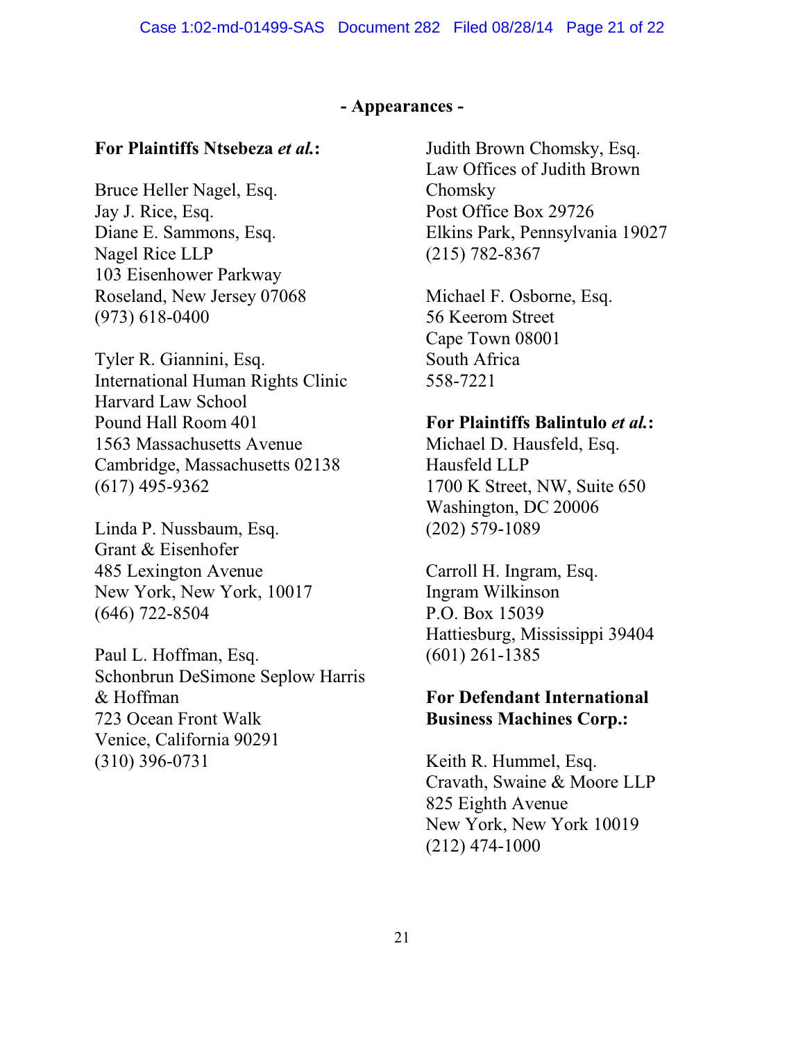**- Appearances -**

**For Plaintiffs Ntsebeza *et al.*:**

Bruce Heller Nagel, Esq.
Jay J. Rice, Esq.
Diane E. Sammons, Esq.
Nagel Rice LLP
103 Eisenhower Parkway
Roseland, New Jersey 07068
(973) 618-0400

Tyler R. Giannini, Esq.
International Human Rights Clinic
Harvard Law School
Pound Hall Room 401
1563 Massachusetts Avenue
Cambridge, Massachusetts 02138
(617) 495-9362

Linda P. Nussbaum, Esq.
Grant & Eisenhofer
485 Lexington Avenue
New York, New York, 10017
(646) 722-8504

Paul L. Hoffman, Esq.
Schonbrun DeSimone Seplow Harris & Hoffman
723 Ocean Front Walk
Venice, California 90291
(310) 396-0731

Judith Brown Chomsky, Esq.
Law Offices of Judith Brown Chomsky
Post Office Box 29726
Elkins Park, Pennsylvania 19027
(215) 782-8367

Michael F. Osborne, Esq.
56 Keerom Street
Cape Town 08001
South Africa
558-7221

**For Plaintiffs Balintulo *et al.*:**
Michael D. Hausfeld, Esq.
Hausfeld LLP
1700 K Street, NW, Suite 650
Washington, DC 20006
(202) 579-1089

Carroll H. Ingram, Esq.
Ingram Wilkinson
P.O. Box 15039
Hattiesburg, Mississippi 39404
(601) 261-1385

**For Defendant International Business Machines Corp.:**

Keith R. Hummel, Esq.
Cravath, Swaine & Moore LLP
825 Eighth Avenue
New York, New York 10019
(212) 474-1000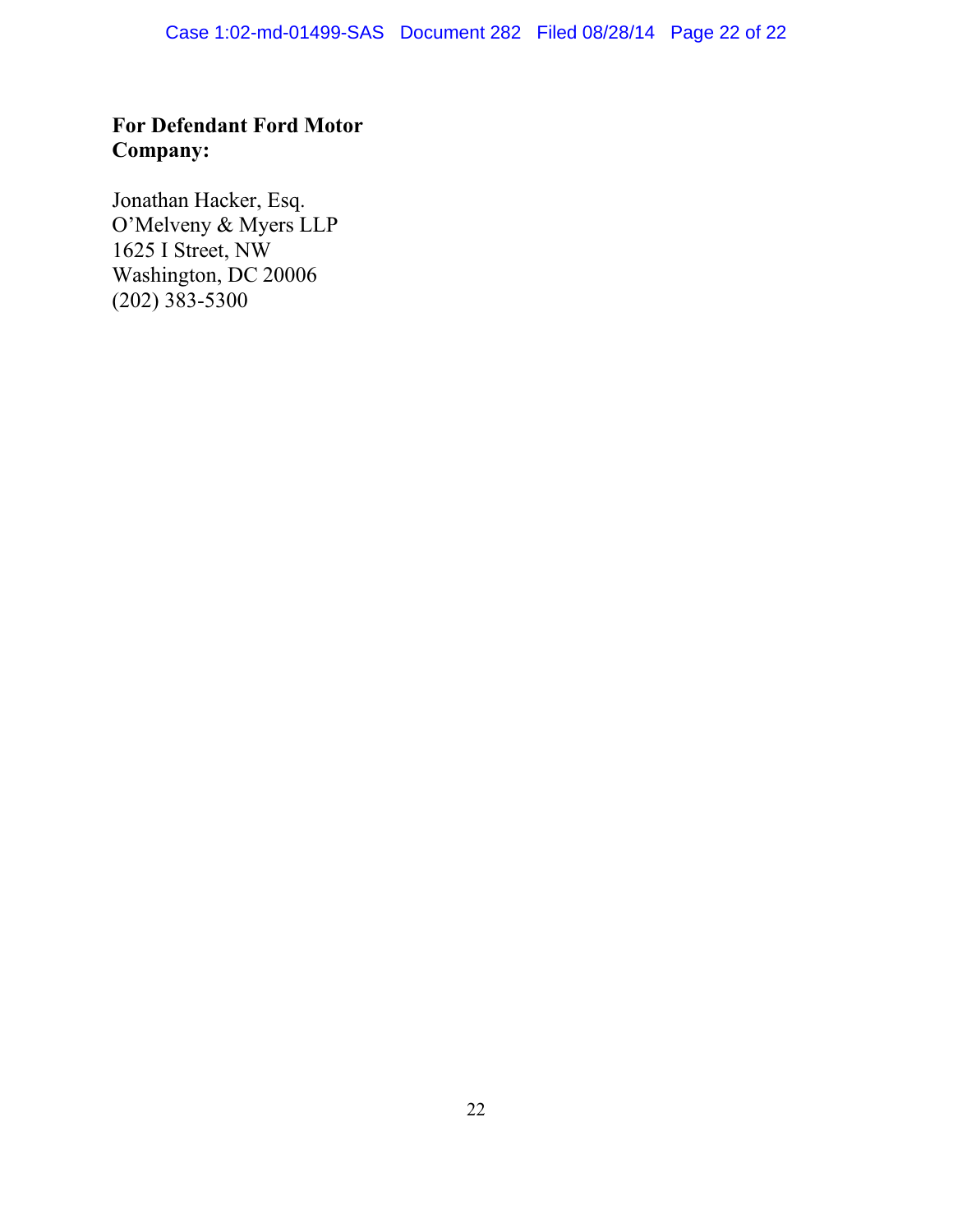**For Defendant Ford Motor Company:**

Jonathan Hacker, Esq.
O'Melveny & Myers LLP
1625 I Street, NW
Washington, DC 20006
(202) 383-5300